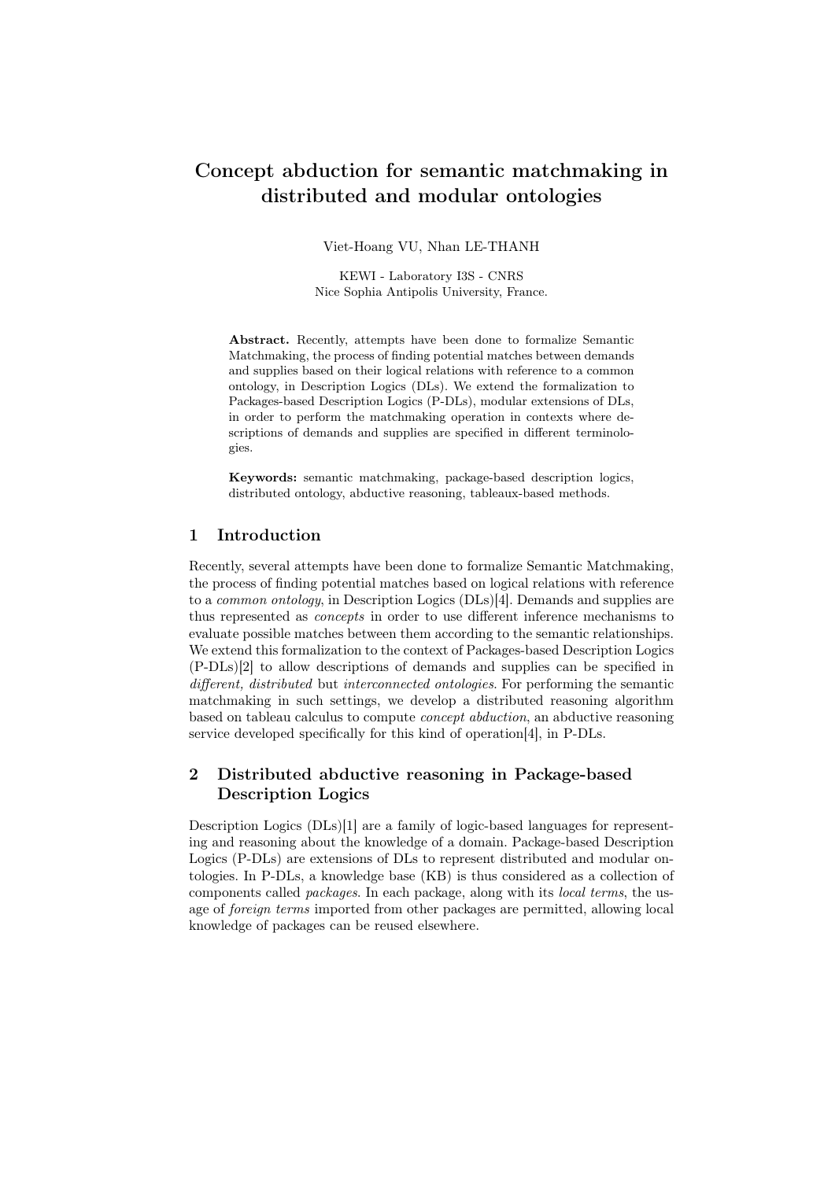# Concept abduction for semantic matchmaking in distributed and modular ontologies

Viet-Hoang VU, Nhan LE-THANH

KEWI - Laboratory I3S - CNRS
Nice Sophia Antipolis University, France.

**Abstract.** Recently, attempts have been done to formalize Semantic Matchmaking, the process of finding potential matches between demands and supplies based on their logical relations with reference to a common ontology, in Description Logics (DLs). We extend the formalization to Packages-based Description Logics (P-DLs), modular extensions of DLs, in order to perform the matchmaking operation in contexts where descriptions of demands and supplies are specified in different terminologies.

**Keywords:** semantic matchmaking, package-based description logics, distributed ontology, abductive reasoning, tableaux-based methods.

## 1 Introduction

Recently, several attempts have been done to formalize Semantic Matchmaking, the process of finding potential matches based on logical relations with reference to a *common ontology*, in Description Logics (DLs)[4]. Demands and supplies are thus represented as *concepts* in order to use different inference mechanisms to evaluate possible matches between them according to the semantic relationships. We extend this formalization to the context of Packages-based Description Logics (P-DLs)[2] to allow descriptions of demands and supplies can be specified in *different, distributed* but *interconnected ontologies*. For performing the semantic matchmaking in such settings, we develop a distributed reasoning algorithm based on tableau calculus to compute *concept abduction*, an abductive reasoning service developed specifically for this kind of operation[4], in P-DLs.

## 2 Distributed abductive reasoning in Package-based Description Logics

Description Logics (DLs)[1] are a family of logic-based languages for representing and reasoning about the knowledge of a domain. Package-based Description Logics (P-DLs) are extensions of DLs to represent distributed and modular ontologies. In P-DLs, a knowledge base (KB) is thus considered as a collection of components called *packages*. In each package, along with its *local terms*, the usage of *foreign terms* imported from other packages are permitted, allowing local knowledge of packages can be reused elsewhere.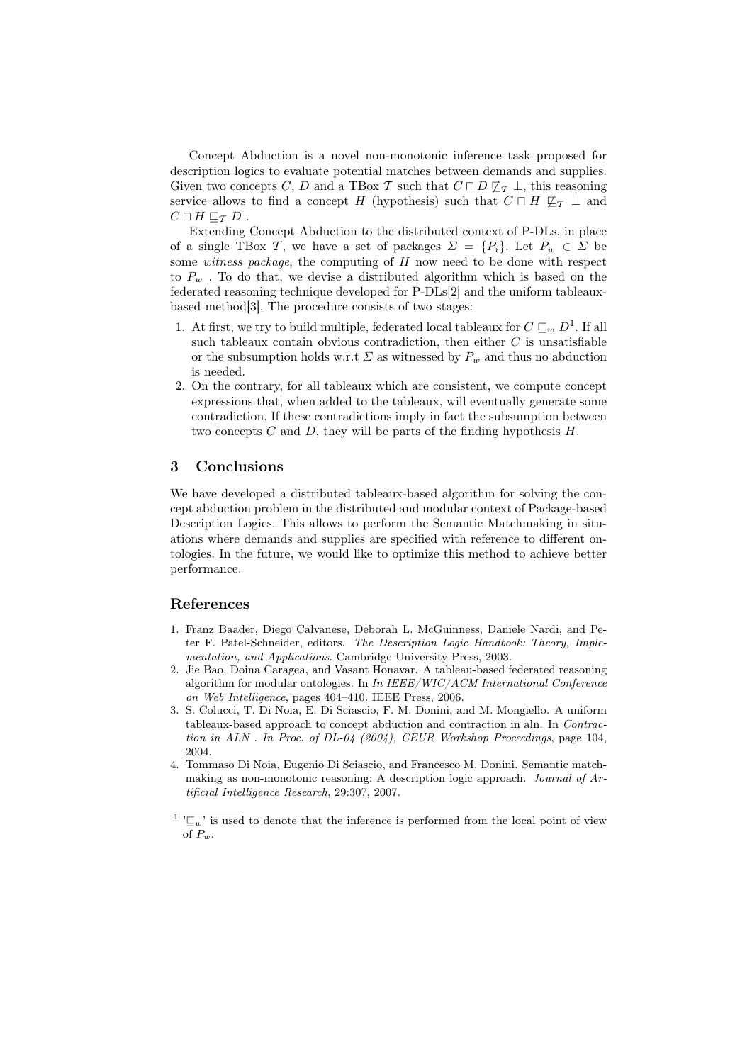Concept Abduction is a novel non-monotonic inference task proposed for description logics to evaluate potential matches between demands and supplies. Given two concepts $C$, $D$ and a TBox $\mathcal{T}$ such that $C \sqcap D \not\sqsubseteq_{\mathcal{T}} \bot$, this reasoning service allows to find a concept $H$ (hypothesis) such that $C \sqcap H \not\sqsubseteq_{\mathcal{T}} \bot$ and $C \sqcap H \sqsubseteq_{\mathcal{T}} D$ .

Extending Concept Abduction to the distributed context of P-DLs, in place of a single TBox $\mathcal{T}$, we have a set of packages $\Sigma = \{P_i\}$. Let $P_w \in \Sigma$ be some *witness package*, the computing of $H$ now need to be done with respect to $P_w$ . To do that, we devise a distributed algorithm which is based on the federated reasoning technique developed for P-DLs[2] and the uniform tableaux-based method[3]. The procedure consists of two stages:

1. At first, we try to build multiple, federated local tableaux for $C \sqsubseteq_w D$[1]. If all such tableaux contain obvious contradiction, then either $C$ is unsatisfiable or the subsumption holds w.r.t $\Sigma$ as witnessed by $P_w$ and thus no abduction is needed.
2. On the contrary, for all tableaux which are consistent, we compute concept expressions that, when added to the tableaux, will eventually generate some contradiction. If these contradictions imply in fact the subsumption between two concepts $C$ and $D$, they will be parts of the finding hypothesis $H$.

## 3 Conclusions

We have developed a distributed tableaux-based algorithm for solving the concept abduction problem in the distributed and modular context of Package-based Description Logics. This allows to perform the Semantic Matchmaking in situations where demands and supplies are specified with reference to different ontologies. In the future, we would like to optimize this method to achieve better performance.

## References

1. Franz Baader, Diego Calvanese, Deborah L. McGuinness, Daniele Nardi, and Peter F. Patel-Schneider, editors. *The Description Logic Handbook: Theory, Implementation, and Applications*. Cambridge University Press, 2003.
2. Jie Bao, Doina Caragea, and Vasant Honavar. A tableau-based federated reasoning algorithm for modular ontologies. In *In IEEE/WIC/ACM International Conference on Web Intelligence*, pages 404–410. IEEE Press, 2006.
3. S. Colucci, T. Di Noia, E. Di Sciascio, F. M. Donini, and M. Mongiello. A uniform tableaux-based approach to concept abduction and contraction in aln. In *Contraction in ALN . In Proc. of DL-04 (2004), CEUR Workshop Proceedings*, page 104, 2004.
4. Tommaso Di Noia, Eugenio Di Sciascio, and Francesco M. Donini. Semantic matchmaking as non-monotonic reasoning: A description logic approach. *Journal of Artificial Intelligence Research*, 29:307, 2007.

[1] '$\sqsubseteq_w$' is used to denote that the inference is performed from the local point of view of $P_w$.